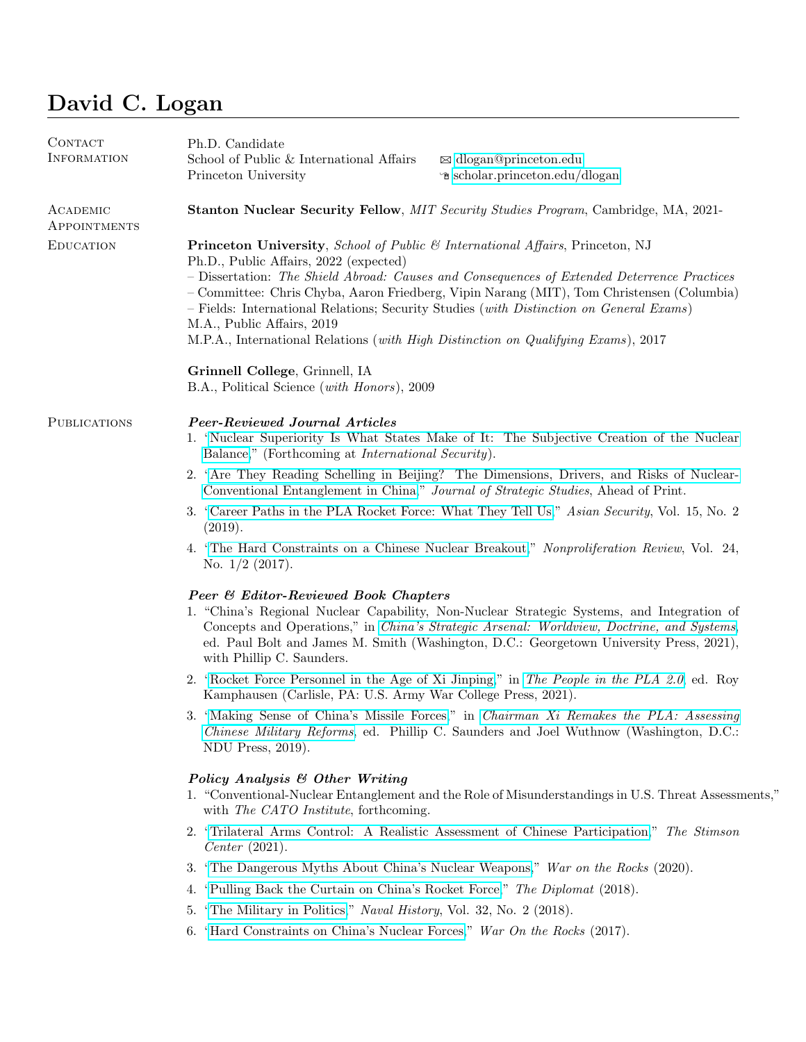# David C. Logan

## Contact Information

Ph.D. Candidate
School of Public & International Affairs
Princeton University

✉ dlogan@princeton.edu
scholar.princeton.edu/dlogan

## Academic Appointments

**Stanton Nuclear Security Fellow**, *MIT Security Studies Program*, Cambridge, MA, 2021-

## Education

**Princeton University**, *School of Public & International Affairs*, Princeton, NJ
Ph.D., Public Affairs, 2022 (expected)
– Dissertation: *The Shield Abroad: Causes and Consequences of Extended Deterrence Practices*
– Committee: Chris Chyba, Aaron Friedberg, Vipin Narang (MIT), Tom Christensen (Columbia)
– Fields: International Relations; Security Studies (*with Distinction on General Exams*)
M.A., Public Affairs, 2019
M.P.A., International Relations (*with High Distinction on Qualifying Exams*), 2017

**Grinnell College**, Grinnell, IA
B.A., Political Science (*with Honors*), 2009

## Publications

### *Peer-Reviewed Journal Articles*

1. "Nuclear Superiority Is What States Make of It: The Subjective Creation of the Nuclear Balance," (Forthcoming at *International Security*).
2. "Are They Reading Schelling in Beijing? The Dimensions, Drivers, and Risks of Nuclear-Conventional Entanglement in China," *Journal of Strategic Studies*, Ahead of Print.
3. "Career Paths in the PLA Rocket Force: What They Tell Us," *Asian Security*, Vol. 15, No. 2 (2019).
4. "The Hard Constraints on a Chinese Nuclear Breakout," *Nonproliferation Review*, Vol. 24, No. 1/2 (2017).

### *Peer & Editor-Reviewed Book Chapters*

1. "China's Regional Nuclear Capability, Non-Nuclear Strategic Systems, and Integration of Concepts and Operations," in *China's Strategic Arsenal: Worldview, Doctrine, and Systems*, ed. Paul Bolt and James M. Smith (Washington, D.C.: Georgetown University Press, 2021), with Phillip C. Saunders.
2. "Rocket Force Personnel in the Age of Xi Jinping," in *The People in the PLA 2.0*, ed. Roy Kamphausen (Carlisle, PA: U.S. Army War College Press, 2021).
3. "Making Sense of China's Missile Forces," in *Chairman Xi Remakes the PLA: Assessing Chinese Military Reforms*, ed. Phillip C. Saunders and Joel Wuthnow (Washington, D.C.: NDU Press, 2019).

### *Policy Analysis & Other Writing*

1. "Conventional-Nuclear Entanglement and the Role of Misunderstandings in U.S. Threat Assessments," with *The CATO Institute*, forthcoming.
2. "Trilateral Arms Control: A Realistic Assessment of Chinese Participation," *The Stimson Center* (2021).
3. "The Dangerous Myths About China's Nuclear Weapons," *War on the Rocks* (2020).
4. "Pulling Back the Curtain on China's Rocket Force," *The Diplomat* (2018).
5. "The Military in Politics," *Naval History*, Vol. 32, No. 2 (2018).
6. "Hard Constraints on China's Nuclear Forces," *War On the Rocks* (2017).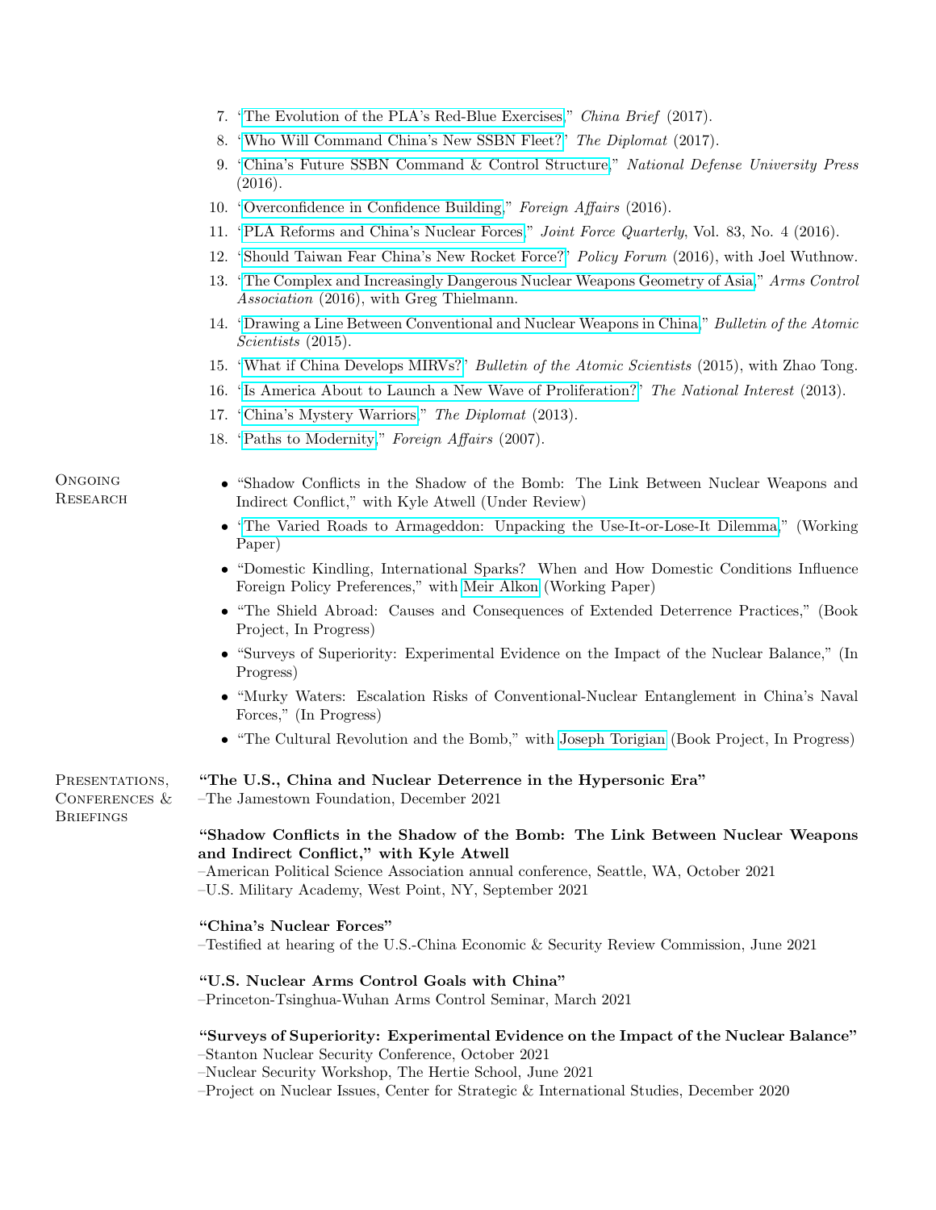7. "The Evolution of the PLA's Red-Blue Exercises," *China Brief* (2017).
8. "Who Will Command China's New SSBN Fleet?" *The Diplomat* (2017).
9. "China's Future SSBN Command & Control Structure," *National Defense University Press* (2016).
10. "Overconfidence in Confidence Building," *Foreign Affairs* (2016).
11. "PLA Reforms and China's Nuclear Forces," *Joint Force Quarterly*, Vol. 83, No. 4 (2016).
12. "Should Taiwan Fear China's New Rocket Force?" *Policy Forum* (2016), with Joel Wuthnow.
13. "The Complex and Increasingly Dangerous Nuclear Weapons Geometry of Asia," *Arms Control Association* (2016), with Greg Thielmann.
14. "Drawing a Line Between Conventional and Nuclear Weapons in China," *Bulletin of the Atomic Scientists* (2015).
15. "What if China Develops MIRVs?" *Bulletin of the Atomic Scientists* (2015), with Zhao Tong.
16. "Is America About to Launch a New Wave of Proliferation?" *The National Interest* (2013).
17. "China's Mystery Warriors," *The Diplomat* (2013).
18. "Paths to Modernity," *Foreign Affairs* (2007).

## Ongoing Research

- "Shadow Conflicts in the Shadow of the Bomb: The Link Between Nuclear Weapons and Indirect Conflict," with Kyle Atwell (Under Review)
- "The Varied Roads to Armageddon: Unpacking the Use-It-or-Lose-It Dilemma," (Working Paper)
- "Domestic Kindling, International Sparks? When and How Domestic Conditions Influence Foreign Policy Preferences," with Meir Alkon (Working Paper)
- "The Shield Abroad: Causes and Consequences of Extended Deterrence Practices," (Book Project, In Progress)
- "Surveys of Superiority: Experimental Evidence on the Impact of the Nuclear Balance," (In Progress)
- "Murky Waters: Escalation Risks of Conventional-Nuclear Entanglement in China's Naval Forces," (In Progress)
- "The Cultural Revolution and the Bomb," with Joseph Torigian (Book Project, In Progress)

## Presentations, Conferences & Briefings

**"The U.S., China and Nuclear Deterrence in the Hypersonic Era"**
–The Jamestown Foundation, December 2021

**"Shadow Conflicts in the Shadow of the Bomb: The Link Between Nuclear Weapons and Indirect Conflict," with Kyle Atwell**
–American Political Science Association annual conference, Seattle, WA, October 2021
–U.S. Military Academy, West Point, NY, September 2021

**"China's Nuclear Forces"**
–Testified at hearing of the U.S.-China Economic & Security Review Commission, June 2021

**"U.S. Nuclear Arms Control Goals with China"**
–Princeton-Tsinghua-Wuhan Arms Control Seminar, March 2021

**"Surveys of Superiority: Experimental Evidence on the Impact of the Nuclear Balance"**
–Stanton Nuclear Security Conference, October 2021
–Nuclear Security Workshop, The Hertie School, June 2021
–Project on Nuclear Issues, Center for Strategic & International Studies, December 2020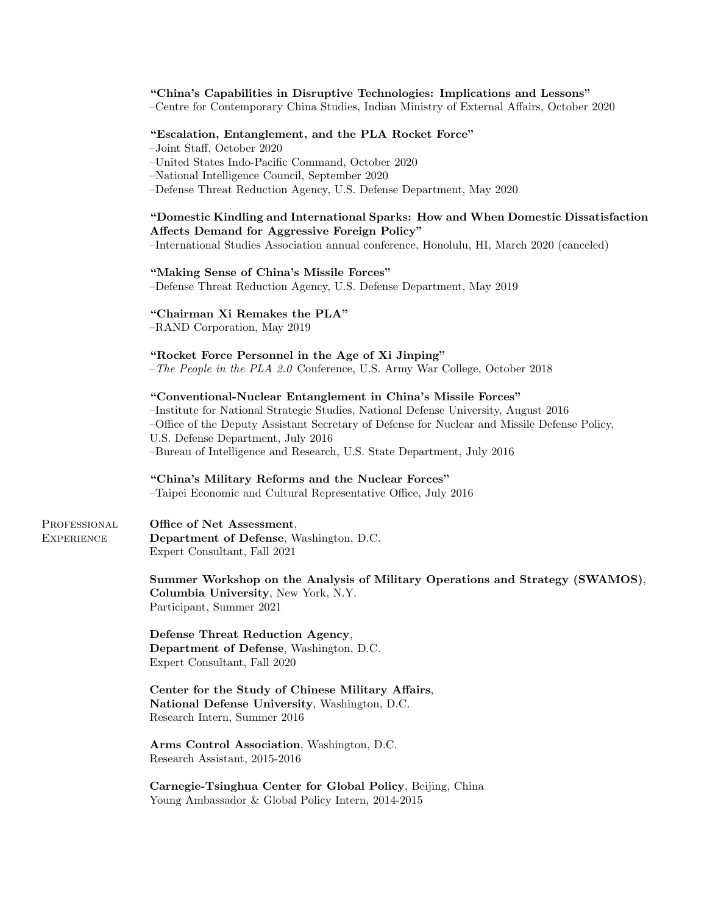**"China's Capabilities in Disruptive Technologies: Implications and Lessons"**
–Centre for Contemporary China Studies, Indian Ministry of External Affairs, October 2020

**"Escalation, Entanglement, and the PLA Rocket Force"**
–Joint Staff, October 2020
–United States Indo-Pacific Command, October 2020
–National Intelligence Council, September 2020
–Defense Threat Reduction Agency, U.S. Defense Department, May 2020

**"Domestic Kindling and International Sparks: How and When Domestic Dissatisfaction Affects Demand for Aggressive Foreign Policy"**
–International Studies Association annual conference, Honolulu, HI, March 2020 (canceled)

**"Making Sense of China's Missile Forces"**
–Defense Threat Reduction Agency, U.S. Defense Department, May 2019

**"Chairman Xi Remakes the PLA"**
–RAND Corporation, May 2019

**"Rocket Force Personnel in the Age of Xi Jinping"**
–*The People in the PLA 2.0* Conference, U.S. Army War College, October 2018

**"Conventional-Nuclear Entanglement in China's Missile Forces"**
–Institute for National Strategic Studies, National Defense University, August 2016
–Office of the Deputy Assistant Secretary of Defense for Nuclear and Missile Defense Policy, U.S. Defense Department, July 2016
–Bureau of Intelligence and Research, U.S. State Department, July 2016

**"China's Military Reforms and the Nuclear Forces"**
–Taipei Economic and Cultural Representative Office, July 2016

## Professional Experience

**Office of Net Assessment**,
**Department of Defense**, Washington, D.C.
Expert Consultant, Fall 2021

**Summer Workshop on the Analysis of Military Operations and Strategy (SWAMOS)**,
**Columbia University**, New York, N.Y.
Participant, Summer 2021

**Defense Threat Reduction Agency**,
**Department of Defense**, Washington, D.C.
Expert Consultant, Fall 2020

**Center for the Study of Chinese Military Affairs**,
**National Defense University**, Washington, D.C.
Research Intern, Summer 2016

**Arms Control Association**, Washington, D.C.
Research Assistant, 2015-2016

**Carnegie-Tsinghua Center for Global Policy**, Beijing, China
Young Ambassador & Global Policy Intern, 2014-2015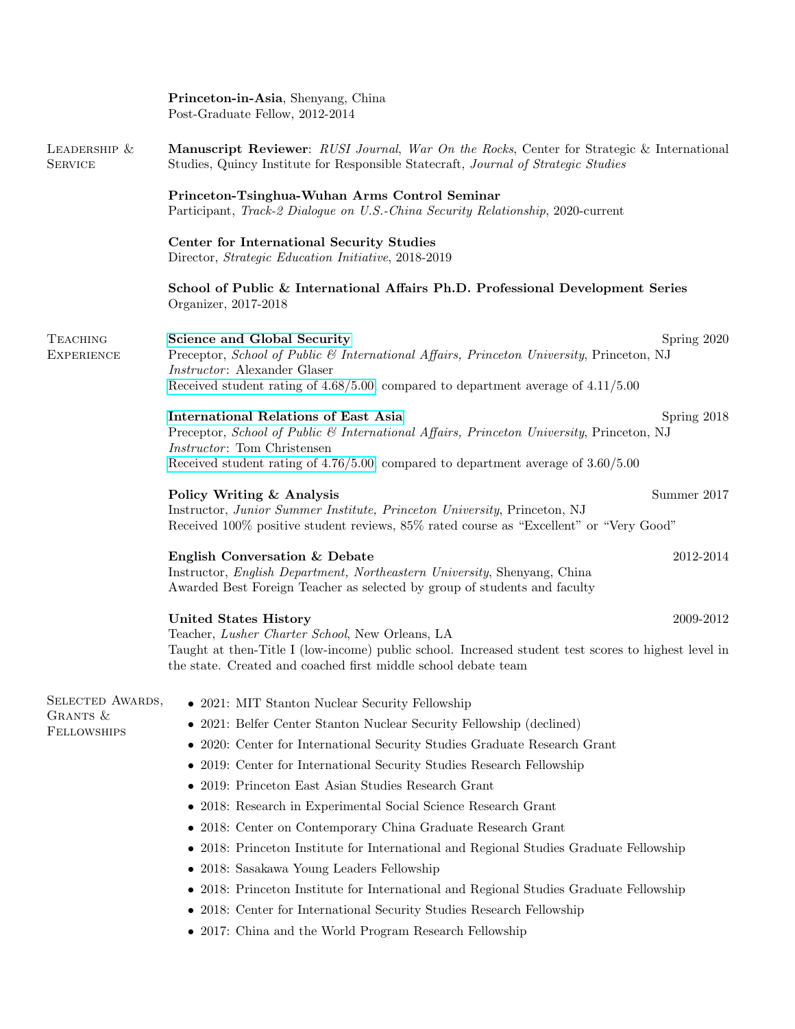**Princeton-in-Asia**, Shenyang, China
Post-Graduate Fellow, 2012-2014

## Leadership & Service

**Manuscript Reviewer**: *RUSI Journal*, *War On the Rocks*, Center for Strategic & International Studies, Quincy Institute for Responsible Statecraft, *Journal of Strategic Studies*

**Princeton-Tsinghua-Wuhan Arms Control Seminar**
Participant, *Track-2 Dialogue on U.S.-China Security Relationship*, 2020-current

**Center for International Security Studies**
Director, *Strategic Education Initiative*, 2018-2019

**School of Public & International Affairs Ph.D. Professional Development Series**
Organizer, 2017-2018

## Teaching Experience

**Science and Global Security** — Spring 2020
Preceptor, *School of Public & International Affairs, Princeton University*, Princeton, NJ
*Instructor*: Alexander Glaser
Received student rating of 4.68/5.00 compared to department average of 4.11/5.00

**International Relations of East Asia** — Spring 2018
Preceptor, *School of Public & International Affairs, Princeton University*, Princeton, NJ
*Instructor*: Tom Christensen
Received student rating of 4.76/5.00 compared to department average of 3.60/5.00

**Policy Writing & Analysis** — Summer 2017
Instructor, *Junior Summer Institute, Princeton University*, Princeton, NJ
Received 100% positive student reviews, 85% rated course as "Excellent" or "Very Good"

**English Conversation & Debate** — 2012-2014
Instructor, *English Department, Northeastern University*, Shenyang, China
Awarded Best Foreign Teacher as selected by group of students and faculty

**United States History** — 2009-2012
Teacher, *Lusher Charter School*, New Orleans, LA
Taught at then-Title I (low-income) public school. Increased student test scores to highest level in the state. Created and coached first middle school debate team

## Selected Awards, Grants & Fellowships

- 2021: MIT Stanton Nuclear Security Fellowship
- 2021: Belfer Center Stanton Nuclear Security Fellowship (declined)
- 2020: Center for International Security Studies Graduate Research Grant
- 2019: Center for International Security Studies Research Fellowship
- 2019: Princeton East Asian Studies Research Grant
- 2018: Research in Experimental Social Science Research Grant
- 2018: Center on Contemporary China Graduate Research Grant
- 2018: Princeton Institute for International and Regional Studies Graduate Fellowship
- 2018: Sasakawa Young Leaders Fellowship
- 2018: Princeton Institute for International and Regional Studies Graduate Fellowship
- 2018: Center for International Security Studies Research Fellowship
- 2017: China and the World Program Research Fellowship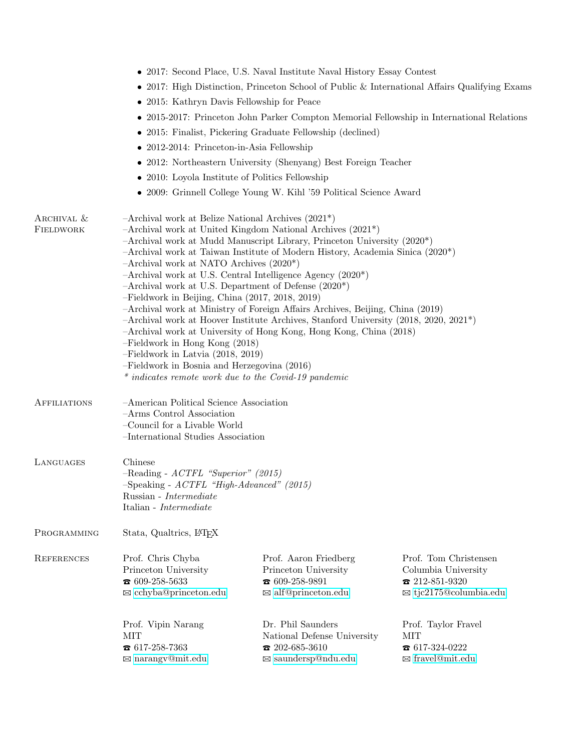- 2017: Second Place, U.S. Naval Institute Naval History Essay Contest
- 2017: High Distinction, Princeton School of Public & International Affairs Qualifying Exams
- 2015: Kathryn Davis Fellowship for Peace
- 2015-2017: Princeton John Parker Compton Memorial Fellowship in International Relations
- 2015: Finalist, Pickering Graduate Fellowship (declined)
- 2012-2014: Princeton-in-Asia Fellowship
- 2012: Northeastern University (Shenyang) Best Foreign Teacher
- 2010: Loyola Institute of Politics Fellowship
- 2009: Grinnell College Young W. Kihl '59 Political Science Award

## Archival & Fieldwork

–Archival work at Belize National Archives (2021*)
–Archival work at United Kingdom National Archives (2021*)
–Archival work at Mudd Manuscript Library, Princeton University (2020*)
–Archival work at Taiwan Institute of Modern History, Academia Sinica (2020*)
–Archival work at NATO Archives (2020*)
–Archival work at U.S. Central Intelligence Agency (2020*)
–Archival work at U.S. Department of Defense (2020*)
–Fieldwork in Beijing, China (2017, 2018, 2019)
–Archival work at Ministry of Foreign Affairs Archives, Beijing, China (2019)
–Archival work at Hoover Institute Archives, Stanford University (2018, 2020, 2021*)
–Archival work at University of Hong Kong, Hong Kong, China (2018)
–Fieldwork in Hong Kong (2018)
–Fieldwork in Latvia (2018, 2019)
–Fieldwork in Bosnia and Herzegovina (2016)
*\* indicates remote work due to the Covid-19 pandemic*

## Affiliations

–American Political Science Association
–Arms Control Association
–Council for a Livable World
–International Studies Association

## Languages

Chinese
–Reading - *ACTFL "Superior" (2015)*
–Speaking - *ACTFL "High-Advanced" (2015)*
Russian - *Intermediate*
Italian - *Intermediate*

## Programming

Stata, Qualtrics, LaTeX

## References

Prof. Chris Chyba
Princeton University
☎ 609-258-5633
✉ cchyba@princeton.edu

Prof. Aaron Friedberg
Princeton University
☎ 609-258-9891
✉ alf@princeton.edu

Prof. Tom Christensen
Columbia University
☎ 212-851-9320
✉ tjc2175@columbia.edu

Prof. Vipin Narang
MIT
☎ 617-258-7363
✉ narangv@mit.edu

Dr. Phil Saunders
National Defense University
☎ 202-685-3610
✉ saundersp@ndu.edu

Prof. Taylor Fravel
MIT
☎ 617-324-0222
✉ fravel@mit.edu